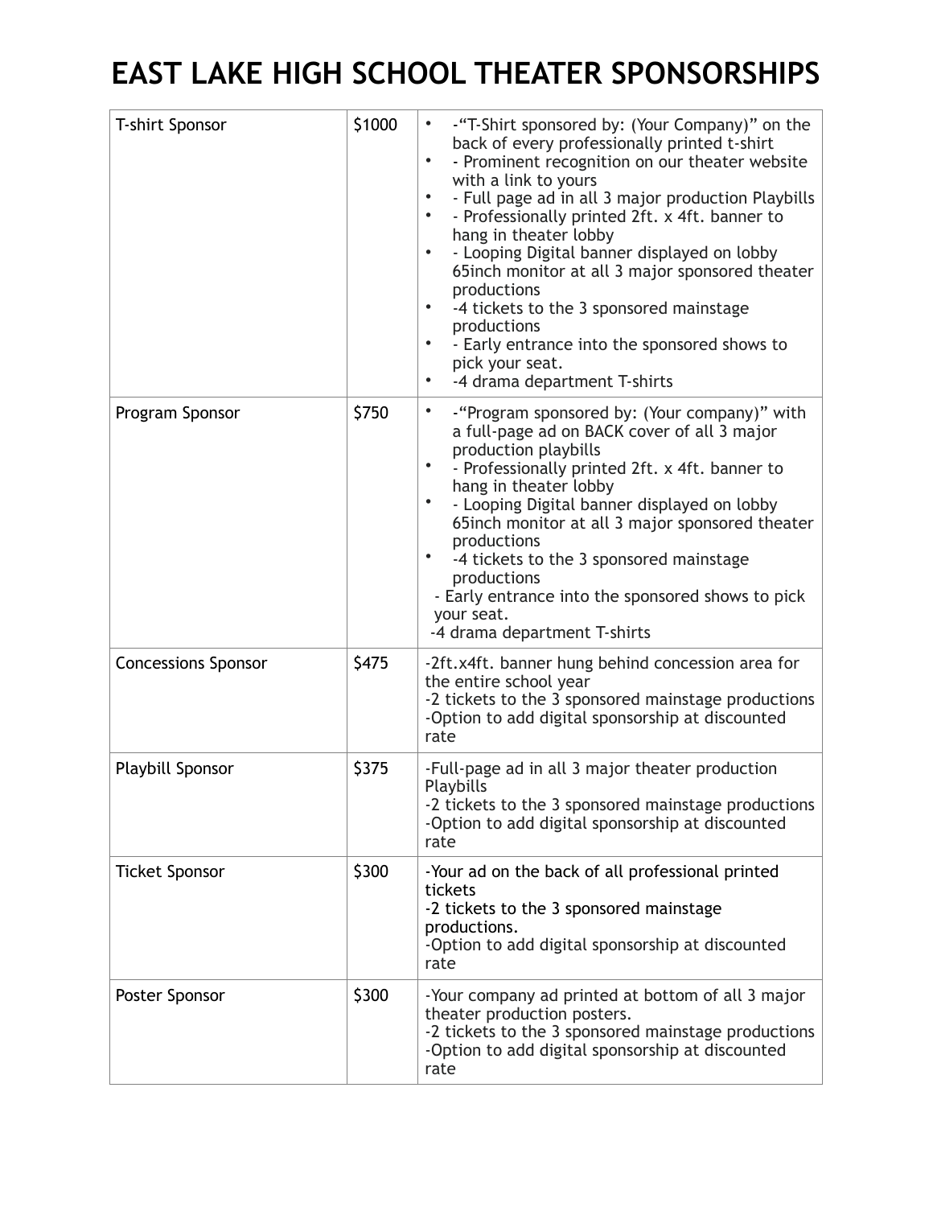# EAST LAKE HIGH SCHOOL THEATER SPONSORSHIPS

| Sponsorship | Price | Benefits |
|---|---|---|
| T-shirt Sponsor | $1000 | • -"T-Shirt sponsored by: (Your Company)" on the back of every professionally printed t-shirt<br>• - Prominent recognition on our theater website with a link to yours<br>• - Full page ad in all 3 major production Playbills<br>• - Professionally printed 2ft. x 4ft. banner to hang in theater lobby<br>• - Looping Digital banner displayed on lobby 65inch monitor at all 3 major sponsored theater productions<br>• -4 tickets to the 3 sponsored mainstage productions<br>• - Early entrance into the sponsored shows to pick your seat.<br>• -4 drama department T-shirts |
| Program Sponsor | $750 | • -"Program sponsored by: (Your company)" with a full-page ad on BACK cover of all 3 major production playbills<br>• - Professionally printed 2ft. x 4ft. banner to hang in theater lobby<br>• - Looping Digital banner displayed on lobby 65inch monitor at all 3 major sponsored theater productions<br>• -4 tickets to the 3 sponsored mainstage productions<br>- Early entrance into the sponsored shows to pick your seat.<br>-4 drama department T-shirts |
| Concessions Sponsor | $475 | -2ft.x4ft. banner hung behind concession area for the entire school year<br>-2 tickets to the 3 sponsored mainstage productions<br>-Option to add digital sponsorship at discounted rate |
| Playbill Sponsor | $375 | -Full-page ad in all 3 major theater production Playbills<br>-2 tickets to the 3 sponsored mainstage productions<br>-Option to add digital sponsorship at discounted rate |
| Ticket Sponsor | $300 | -Your ad on the back of all professional printed tickets<br>-2 tickets to the 3 sponsored mainstage productions.<br>-Option to add digital sponsorship at discounted rate |
| Poster Sponsor | $300 | -Your company ad printed at bottom of all 3 major theater production posters.<br>-2 tickets to the 3 sponsored mainstage productions<br>-Option to add digital sponsorship at discounted rate |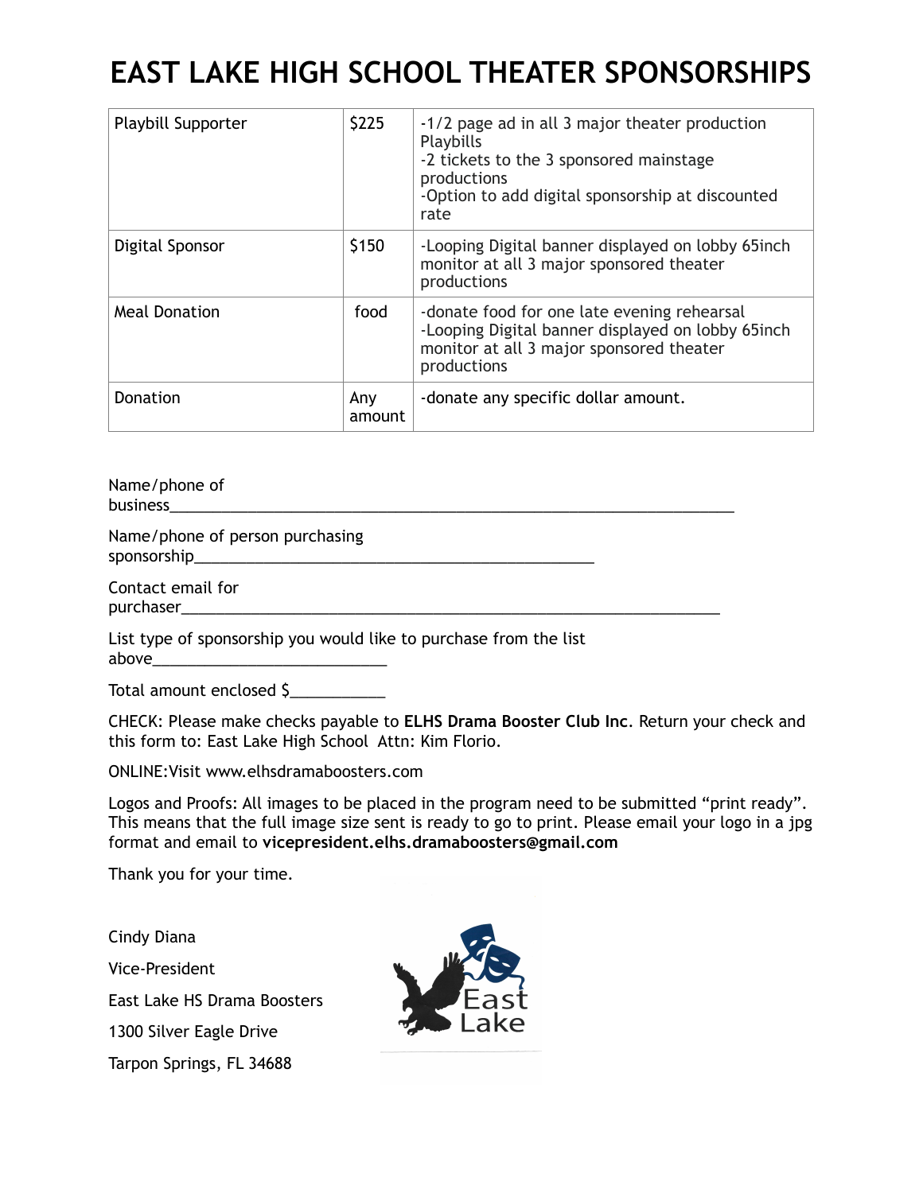# EAST LAKE HIGH SCHOOL THEATER SPONSORSHIPS

| | | |
|---|---|---|
| Playbill Supporter | $225 | -1/2 page ad in all 3 major theater production Playbills<br>-2 tickets to the 3 sponsored mainstage productions<br>-Option to add digital sponsorship at discounted rate |
| Digital Sponsor | $150 | -Looping Digital banner displayed on lobby 65inch monitor at all 3 major sponsored theater productions |
| Meal Donation | food | -donate food for one late evening rehearsal<br>-Looping Digital banner displayed on lobby 65inch monitor at all 3 major sponsored theater productions |
| Donation | Any amount | -donate any specific dollar amount. |

Name/phone of business_______________________________________________________________

Name/phone of person purchasing sponsorship_____________________________________________

Contact email for purchaser______________________________________________________________

List type of sponsorship you would like to purchase from the list above___________________________

Total amount enclosed $___________

CHECK: Please make checks payable to **ELHS Drama Booster Club Inc**. Return your check and this form to: East Lake High School Attn: Kim Florio.

ONLINE:Visit www.elhsdramaboosters.com

Logos and Proofs: All images to be placed in the program need to be submitted "print ready". This means that the full image size sent is ready to go to print. Please email your logo in a jpg format and email to **vicepresident.elhs.dramaboosters@gmail.com**

Thank you for your time.

Cindy Diana

Vice-President

East Lake HS Drama Boosters

1300 Silver Eagle Drive

Tarpon Springs, FL 34688

East Lake